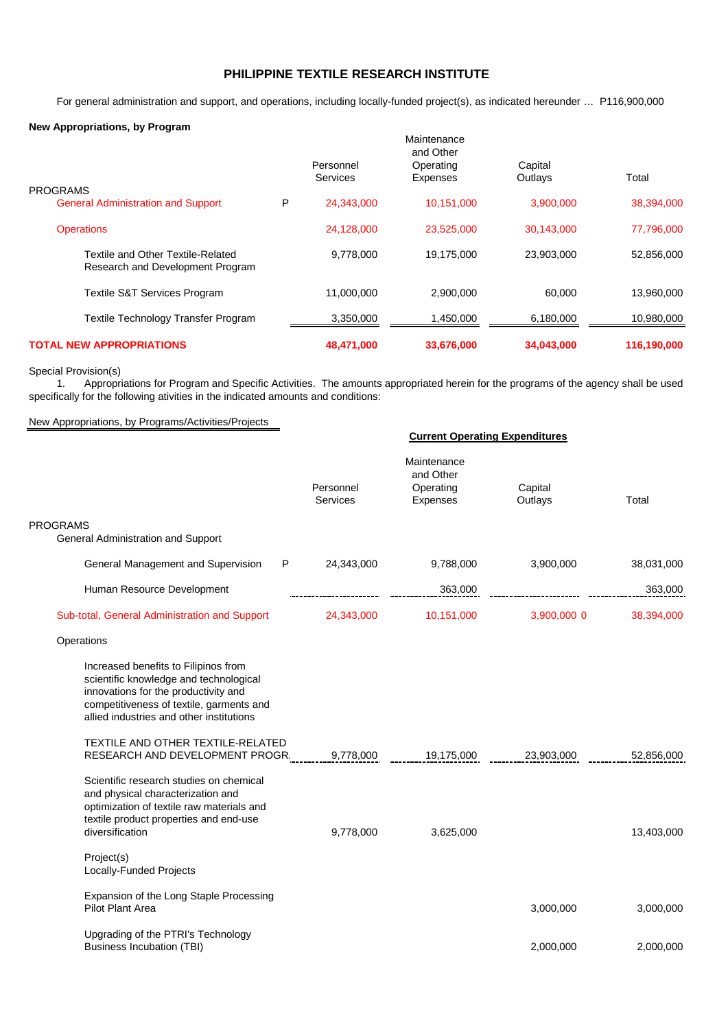# PHILIPPINE TEXTILE RESEARCH INSTITUTE

For general administration and support, and operations, including locally-funded project(s), as indicated hereunder … P116,900,000

**New Appropriations, by Program**

| PROGRAMS | | Personnel Services | Maintenance and Other Operating Expenses | Capital Outlays | Total |
|---|---|---|---|---|---|
| General Administration and Support | P | 24,343,000 | 10,151,000 | 3,900,000 | 38,394,000 |
| Operations | | 24,128,000 | 23,525,000 | 30,143,000 | 77,796,000 |
| Textile and Other Textile-Related Research and Development Program | | 9,778,000 | 19,175,000 | 23,903,000 | 52,856,000 |
| Textile S&T Services Program | | 11,000,000 | 2,900,000 | 60,000 | 13,960,000 |
| Textile Technology Transfer Program | | 3,350,000 | 1,450,000 | 6,180,000 | 10,980,000 |
| **TOTAL NEW APPROPRIATIONS** | | **48,471,000** | **33,676,000** | **34,043,000** | **116,190,000** |

Special Provision(s)

1. Appropriations for Program and Specific Activities. The amounts appropriated herein for the programs of the agency shall be used specifically for the following ativities in the indicated amounts and conditions:

New Appropriations, by Programs/Activities/Projects

| | | Current Operating Expenditures | | | |
|---|---|---|---|---|---|
| | | Personnel Services | Maintenance and Other Operating Expenses | Capital Outlays | Total |
| PROGRAMS | | | | | |
| General Administration and Support | | | | | |
| General Management and Supervision | P | 24,343,000 | 9,788,000 | 3,900,000 | 38,031,000 |
| Human Resource Development | | | 363,000 | | 363,000 |
| Sub-total, General Administration and Support | | 24,343,000 | 10,151,000 | 3,900,000 0 | 38,394,000 |
| Operations | | | | | |
| Increased benefits to Filipinos from scientific knowledge and technological innovations for the productivity and competitiveness of textile, garments and allied industries and other institutions | | | | | |
| TEXTILE AND OTHER TEXTILE-RELATED RESEARCH AND DEVELOPMENT PROGR. | | 9,778,000 | 19,175,000 | 23,903,000 | 52,856,000 |
| Scientific research studies on chemical and physical characterization and optimization of textile raw materials and textile product properties and end-use diversification | | 9,778,000 | 3,625,000 | | 13,403,000 |
| Project(s) | | | | | |
| Locally-Funded Projects | | | | | |
| Expansion of the Long Staple Processing Pilot Plant Area | | | | 3,000,000 | 3,000,000 |
| Upgrading of the PTRI's Technology Business Incubation (TBI) | | | | 2,000,000 | 2,000,000 |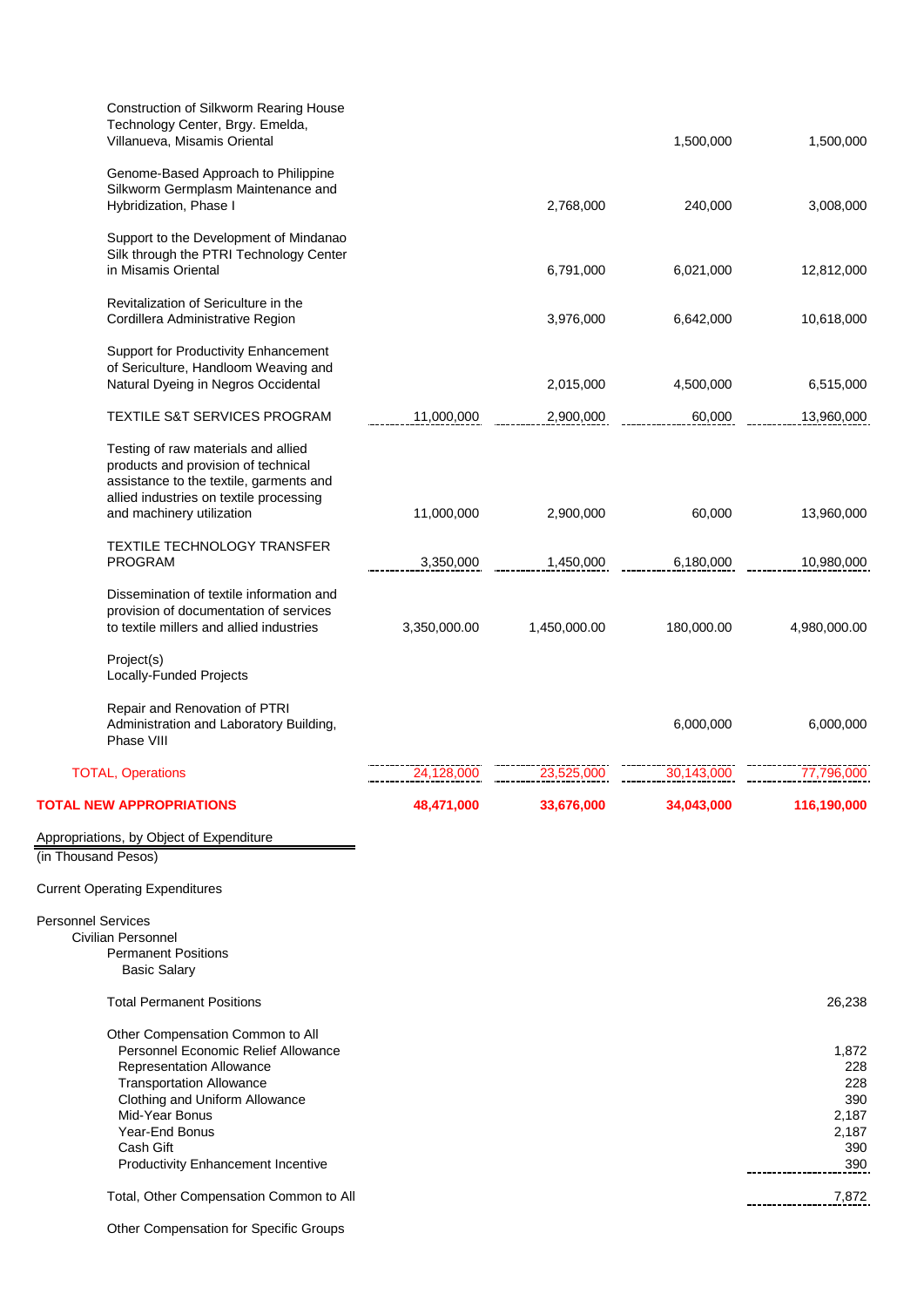| | | | | |
|---|---|---|---|---|
| Construction of Silkworm Rearing House Technology Center, Brgy. Emelda, Villanueva, Misamis Oriental | | | 1,500,000 | 1,500,000 |
| Genome-Based Approach to Philippine Silkworm Germplasm Maintenance and Hybridization, Phase I | | 2,768,000 | 240,000 | 3,008,000 |
| Support to the Development of Mindanao Silk through the PTRI Technology Center in Misamis Oriental | | 6,791,000 | 6,021,000 | 12,812,000 |
| Revitalization of Sericulture in the Cordillera Administrative Region | | 3,976,000 | 6,642,000 | 10,618,000 |
| Support for Productivity Enhancement of Sericulture, Handloom Weaving and Natural Dyeing in Negros Occidental | | 2,015,000 | 4,500,000 | 6,515,000 |
| TEXTILE S&T SERVICES PROGRAM | 11,000,000 | 2,900,000 | 60,000 | 13,960,000 |
| Testing of raw materials and allied products and provision of technical assistance to the textile, garments and allied industries on textile processing and machinery utilization | 11,000,000 | 2,900,000 | 60,000 | 13,960,000 |
| TEXTILE TECHNOLOGY TRANSFER PROGRAM | 3,350,000 | 1,450,000 | 6,180,000 | 10,980,000 |
| Dissemination of textile information and provision of documentation of services to textile millers and allied industries | 3,350,000.00 | 1,450,000.00 | 180,000.00 | 4,980,000.00 |
| Project(s) | | | | |
| Locally-Funded Projects | | | | |
| Repair and Renovation of PTRI Administration and Laboratory Building, Phase VIII | | | 6,000,000 | 6,000,000 |
| TOTAL, Operations | 24,128,000 | 23,525,000 | 30,143,000 | 77,796,000 |
| **TOTAL NEW APPROPRIATIONS** | **48,471,000** | **33,676,000** | **34,043,000** | **116,190,000** |

Appropriations, by Object of Expenditure
(in Thousand Pesos)

Current Operating Expenditures

| | |
|---|---|
| Personnel Services | |
| Civilian Personnel | |
| Permanent Positions | |
| Basic Salary | |
| Total Permanent Positions | 26,238 |
| Other Compensation Common to All | |
| Personnel Economic Relief Allowance | 1,872 |
| Representation Allowance | 228 |
| Transportation Allowance | 228 |
| Clothing and Uniform Allowance | 390 |
| Mid-Year Bonus | 2,187 |
| Year-End Bonus | 2,187 |
| Cash Gift | 390 |
| Productivity Enhancement Incentive | 390 |
| Total, Other Compensation Common to All | 7,872 |
| Other Compensation for Specific Groups | |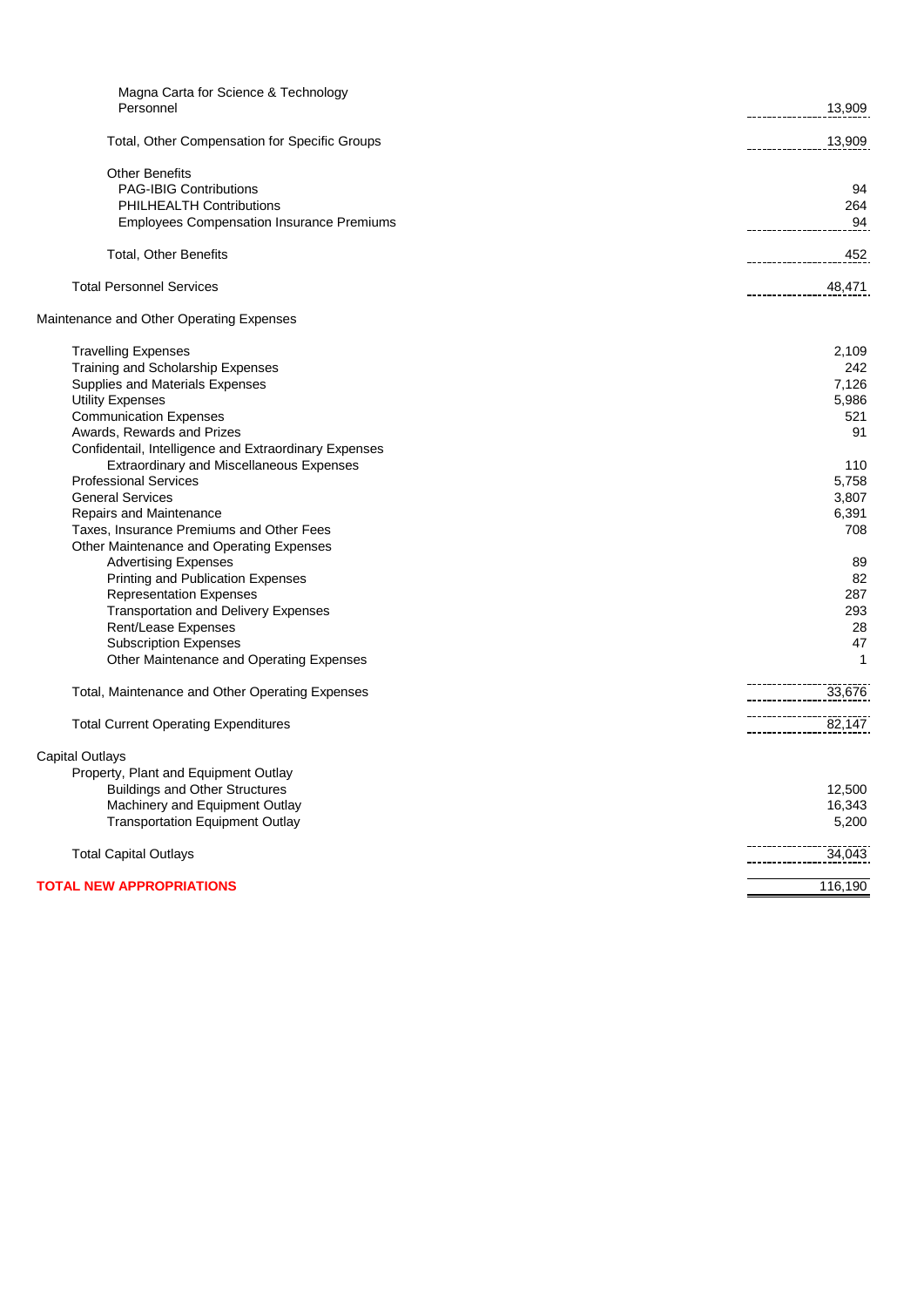| | |
|---|---|
| Magna Carta for Science & Technology Personnel | 13,909 |
| Total, Other Compensation for Specific Groups | 13,909 |
| Other Benefits | |
| PAG-IBIG Contributions | 94 |
| PHILHEALTH Contributions | 264 |
| Employees Compensation Insurance Premiums | 94 |
| Total, Other Benefits | 452 |
| Total Personnel Services | 48,471 |
| Maintenance and Other Operating Expenses | |
| Travelling Expenses | 2,109 |
| Training and Scholarship Expenses | 242 |
| Supplies and Materials Expenses | 7,126 |
| Utility Expenses | 5,986 |
| Communication Expenses | 521 |
| Awards, Rewards and Prizes | 91 |
| Confidentail, Intelligence and Extraordinary Expenses | |
| Extraordinary and Miscellaneous Expenses | 110 |
| Professional Services | 5,758 |
| General Services | 3,807 |
| Repairs and Maintenance | 6,391 |
| Taxes, Insurance Premiums and Other Fees | 708 |
| Other Maintenance and Operating Expenses | |
| Advertising Expenses | 89 |
| Printing and Publication Expenses | 82 |
| Representation Expenses | 287 |
| Transportation and Delivery Expenses | 293 |
| Rent/Lease Expenses | 28 |
| Subscription Expenses | 47 |
| Other Maintenance and Operating Expenses | 1 |
| Total, Maintenance and Other Operating Expenses | 33,676 |
| Total Current Operating Expenditures | 82,147 |
| Capital Outlays | |
| Property, Plant and Equipment Outlay | |
| Buildings and Other Structures | 12,500 |
| Machinery and Equipment Outlay | 16,343 |
| Transportation Equipment Outlay | 5,200 |
| Total Capital Outlays | 34,043 |
| **TOTAL NEW APPROPRIATIONS** | 116,190 |